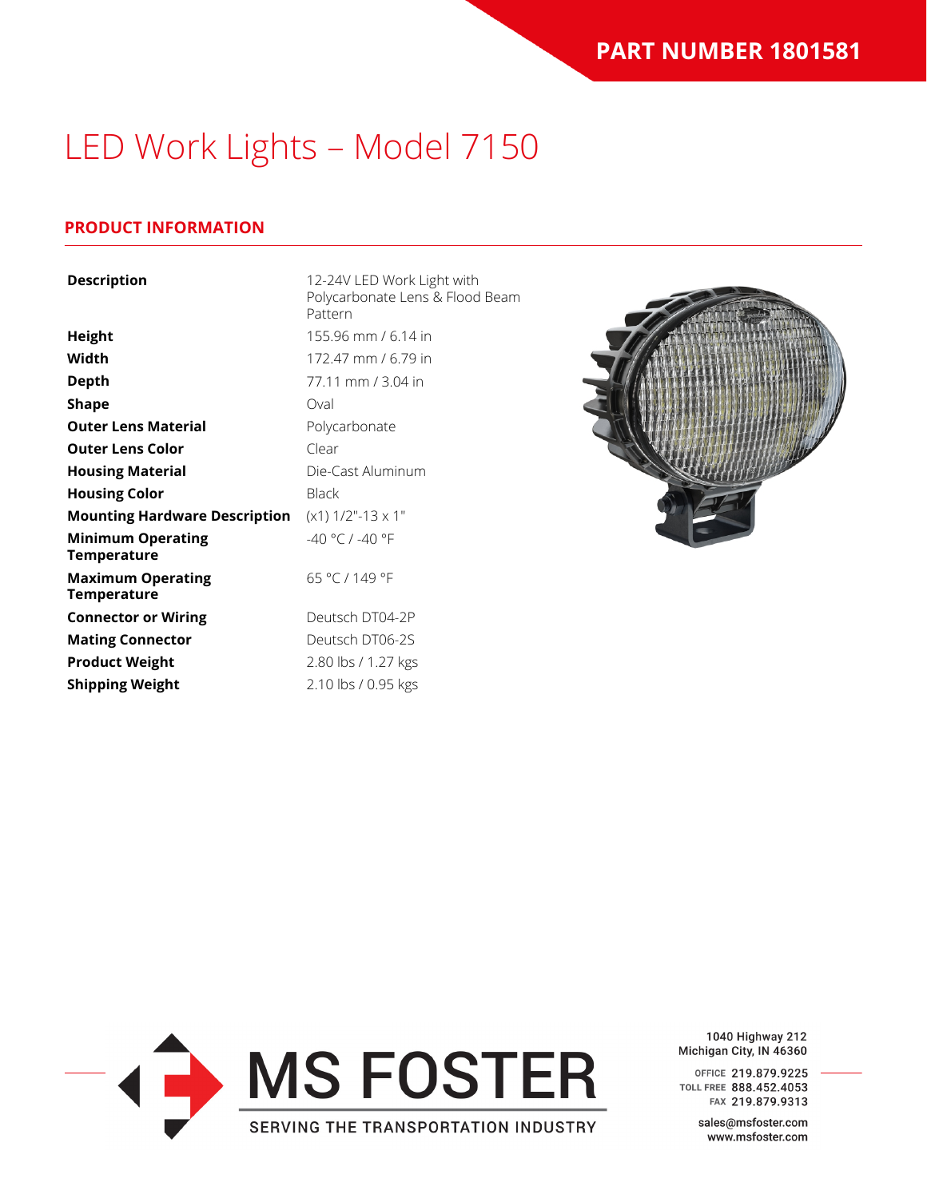**PART NUMBER 1801581**

# LED Work Lights – Model 7150

## PRODUCT INFORMATION

| | |
|---|---|
| **Description** | 12-24V LED Work Light with Polycarbonate Lens & Flood Beam Pattern |
| **Height** | 155.96 mm / 6.14 in |
| **Width** | 172.47 mm / 6.79 in |
| **Depth** | 77.11 mm / 3.04 in |
| **Shape** | Oval |
| **Outer Lens Material** | Polycarbonate |
| **Outer Lens Color** | Clear |
| **Housing Material** | Die-Cast Aluminum |
| **Housing Color** | Black |
| **Mounting Hardware Description** | (x1) 1/2"-13 x 1" |
| **Minimum Operating Temperature** | -40 °C / -40 °F |
| **Maximum Operating Temperature** | 65 °C / 149 °F |
| **Connector or Wiring** | Deutsch DT04-2P |
| **Mating Connector** | Deutsch DT06-2S |
| **Product Weight** | 2.80 lbs / 1.27 kgs |
| **Shipping Weight** | 2.10 lbs / 0.95 kgs |

MS FOSTER
SERVING THE TRANSPORTATION INDUSTRY

1040 Highway 212
Michigan City, IN 46360

OFFICE 219.879.9225
TOLL FREE 888.452.4053
FAX 219.879.9313

sales@msfoster.com
www.msfoster.com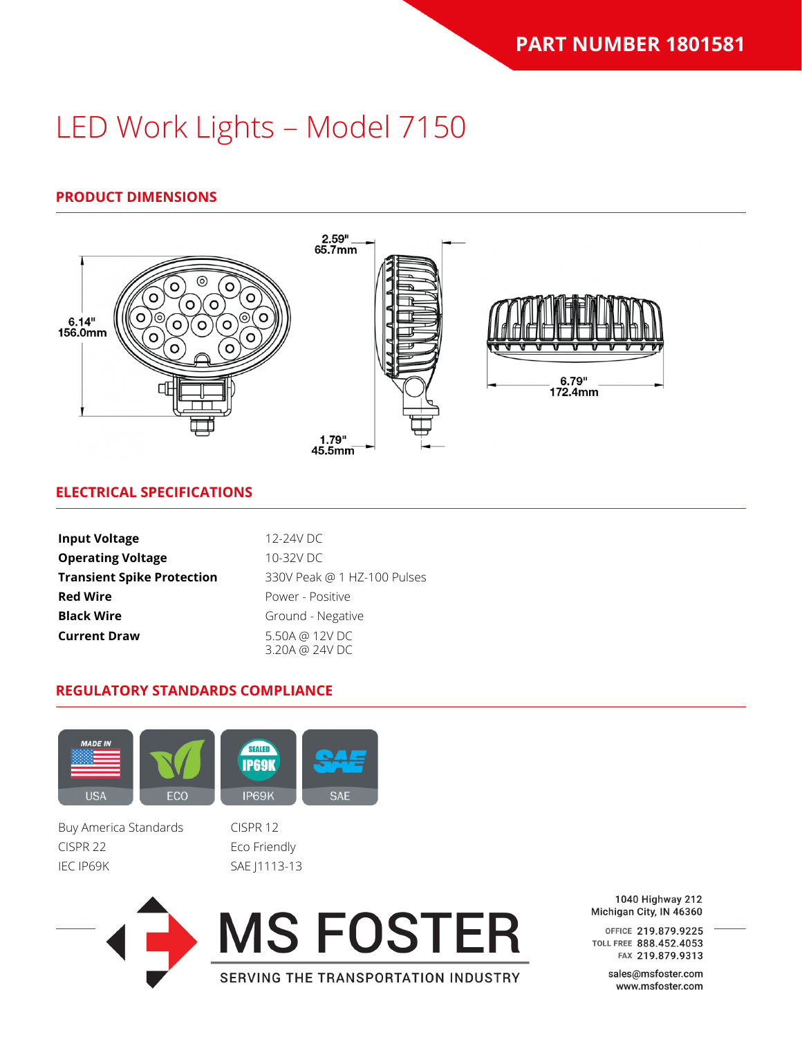**PART NUMBER 1801581**

# LED Work Lights – Model 7150

## PRODUCT DIMENSIONS

6.14"
156.0mm

2.59"
65.7mm

1.79"
45.5mm

6.79"
172.4mm

## ELECTRICAL SPECIFICATIONS

| | |
|---|---|
| **Input Voltage** | 12-24V DC |
| **Operating Voltage** | 10-32V DC |
| **Transient Spike Protection** | 330V Peak @ 1 HZ-100 Pulses |
| **Red Wire** | Power - Positive |
| **Black Wire** | Ground - Negative |
| **Current Draw** | 5.50A @ 12V DC<br>3.20A @ 24V DC |

## REGULATORY STANDARDS COMPLIANCE

USA | ECO | IP69K | SAE

- Buy America Standards
- CISPR 22
- IEC IP69K
- CISPR 12
- Eco Friendly
- SAE J1113-13

MS FOSTER
SERVING THE TRANSPORTATION INDUSTRY

1040 Highway 212
Michigan City, IN 46360

OFFICE 219.879.9225
TOLL FREE 888.452.4053
FAX 219.879.9313

sales@msfoster.com
www.msfoster.com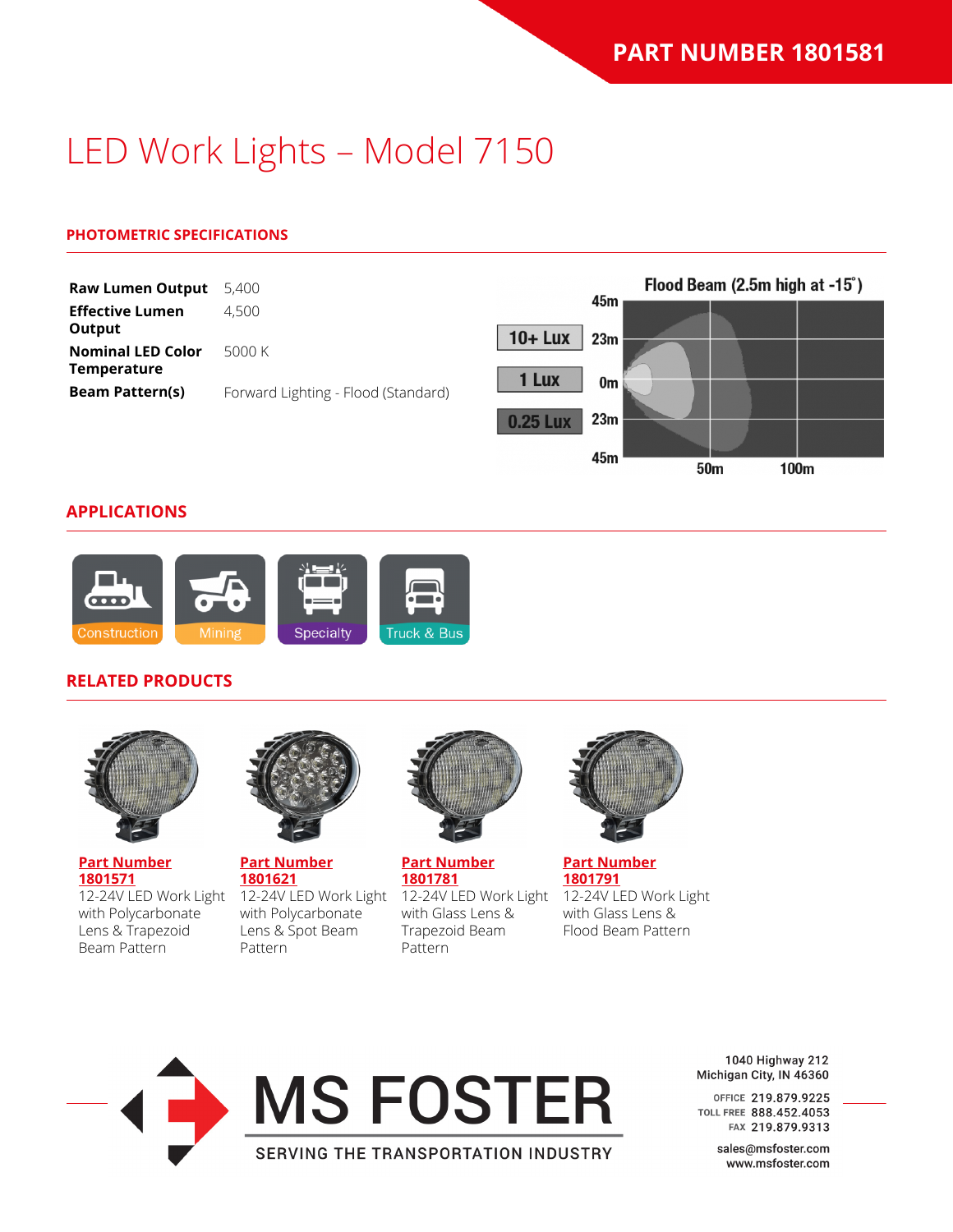PART NUMBER 1801581

# LED Work Lights – Model 7150

## PHOTOMETRIC SPECIFICATIONS

| | |
|---|---|
| **Raw Lumen Output** | 5,400 |
| **Effective Lumen Output** | 4,500 |
| **Nominal LED Color Temperature** | 5000 K |
| **Beam Pattern(s)** | Forward Lighting - Flood (Standard) |

Flood Beam (2.5m high at -15°)

10+ Lux
1 Lux
0.25 Lux

45m
23m
0m
23m
45m
50m
100m

## APPLICATIONS

Construction
Mining
Specialty
Truck & Bus

## RELATED PRODUCTS

**Part Number 1801571**
12-24V LED Work Light with Polycarbonate Lens & Trapezoid Beam Pattern

**Part Number 1801621**
12-24V LED Work Light with Polycarbonate Lens & Spot Beam Pattern

**Part Number 1801781**
12-24V LED Work Light with Glass Lens & Trapezoid Beam Pattern

**Part Number 1801791**
12-24V LED Work Light with Glass Lens & Flood Beam Pattern

MS FOSTER
SERVING THE TRANSPORTATION INDUSTRY

1040 Highway 212
Michigan City, IN 46360

OFFICE 219.879.9225
TOLL FREE 888.452.4053
FAX 219.879.9313

sales@msfoster.com
www.msfoster.com